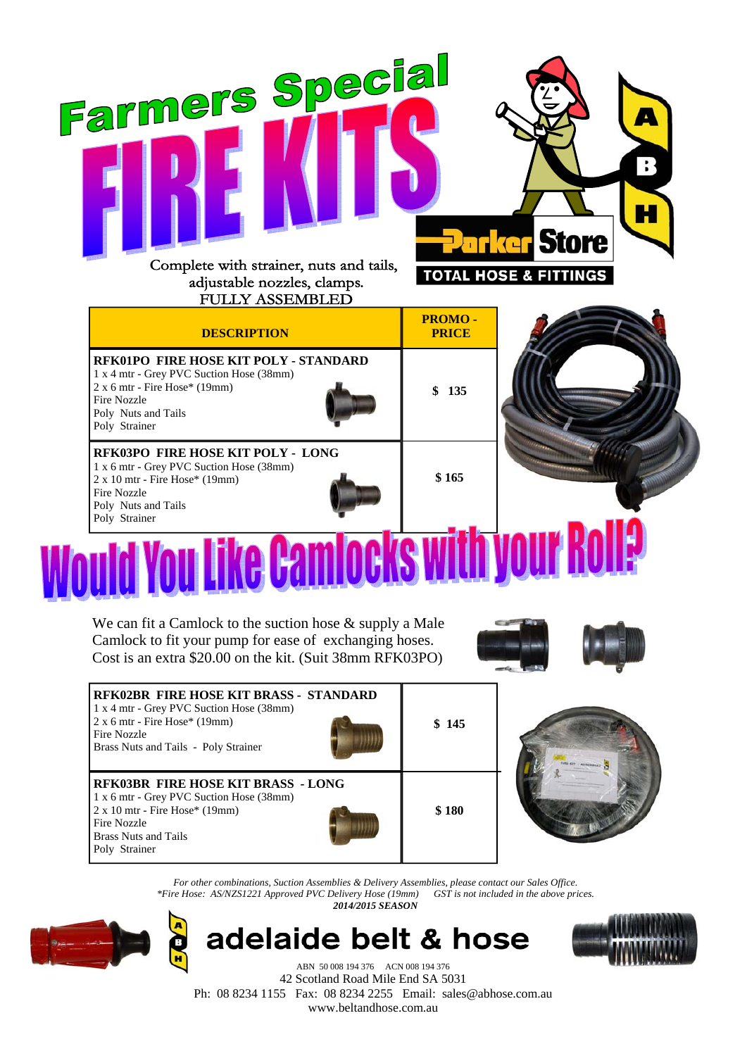# Farmers Special FIRE KITS

Complete with strainer, nuts and tails, adjustable nozzles, clamps.
FULLY ASSEMBLED

Parker Store
TOTAL HOSE & FITTINGS

| DESCRIPTION | PROMO - PRICE |
|---|---|
| **RFK01PO FIRE HOSE KIT POLY - STANDARD**<br>1 x 4 mtr - Grey PVC Suction Hose (38mm)<br>2 x 6 mtr - Fire Hose* (19mm)<br>Fire Nozzle<br>Poly Nuts and Tails<br>Poly Strainer | **$ 135** |
| **RFK03PO FIRE HOSE KIT POLY - LONG**<br>1 x 6 mtr - Grey PVC Suction Hose (38mm)<br>2 x 10 mtr - Fire Hose* (19mm)<br>Fire Nozzle<br>Poly Nuts and Tails<br>Poly Strainer | **$ 165** |

## Would You Like Camlocks with your Roll?

We can fit a Camlock to the suction hose & supply a Male Camlock to fit your pump for ease of exchanging hoses. Cost is an extra $20.00 on the kit. (Suit 38mm RFK03PO)

| DESCRIPTION | PROMO - PRICE |
|---|---|
| **RFK02BR FIRE HOSE KIT BRASS - STANDARD**<br>1 x 4 mtr - Grey PVC Suction Hose (38mm)<br>2 x 6 mtr - Fire Hose* (19mm)<br>Fire Nozzle<br>Brass Nuts and Tails - Poly Strainer | **$ 145** |
| **RFK03BR FIRE HOSE KIT BRASS - LONG**<br>1 x 6 mtr - Grey PVC Suction Hose (38mm)<br>2 x 10 mtr - Fire Hose* (19mm)<br>Fire Nozzle<br>Brass Nuts and Tails<br>Poly Strainer | **$ 180** |

*For other combinations, Suction Assemblies & Delivery Assemblies, please contact our Sales Office.*
*\*Fire Hose: AS/NZS1221 Approved PVC Delivery Hose (19mm) GST is not included in the above prices.*
***2014/2015 SEASON***

**adelaide belt & hose**

ABN 50 008 194 376 ACN 008 194 376
42 Scotland Road Mile End SA 5031
Ph: 08 8234 1155 Fax: 08 8234 2255 Email: sales@abhose.com.au
www.beltandhose.com.au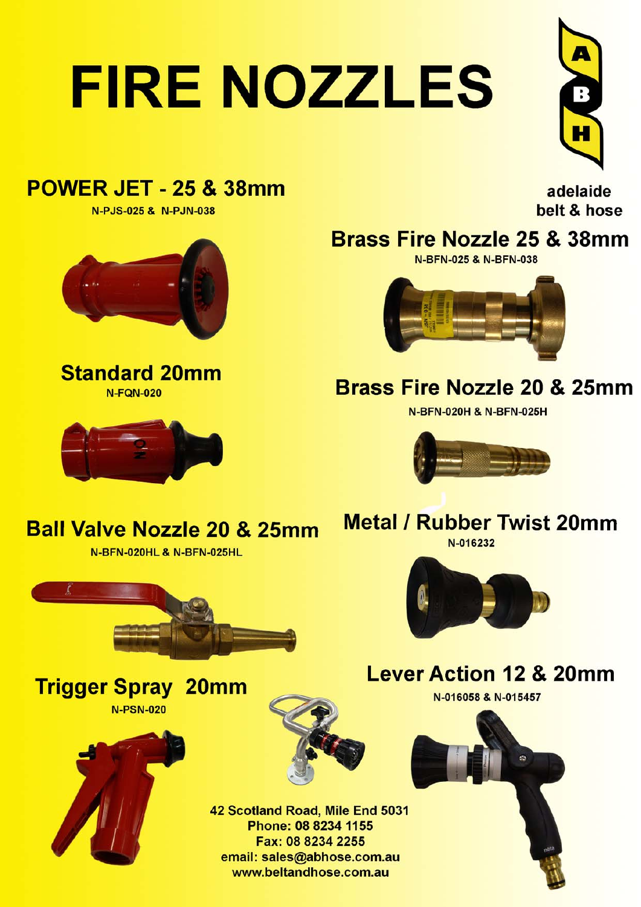# FIRE NOZZLES

adelaide
belt & hose

## POWER JET - 25 & 38mm

N-PJS-025 & N-PJN-038

## Standard 20mm

N-FQN-020

## Ball Valve Nozzle 20 & 25mm

N-BFN-020HL & N-BFN-025HL

## Trigger Spray 20mm

N-PSN-020

## Brass Fire Nozzle 25 & 38mm

N-BFN-025 & N-BFN-038

## Brass Fire Nozzle 20 & 25mm

N-BFN-020H & N-BFN-025H

## Metal / Rubber Twist 20mm

N-016232

## Lever Action 12 & 20mm

N-016058 & N-015457

42 Scotland Road, Mile End 5031
Phone: 08 8234 1155
Fax: 08 8234 2255
email: sales@abhose.com.au
www.beltandhose.com.au